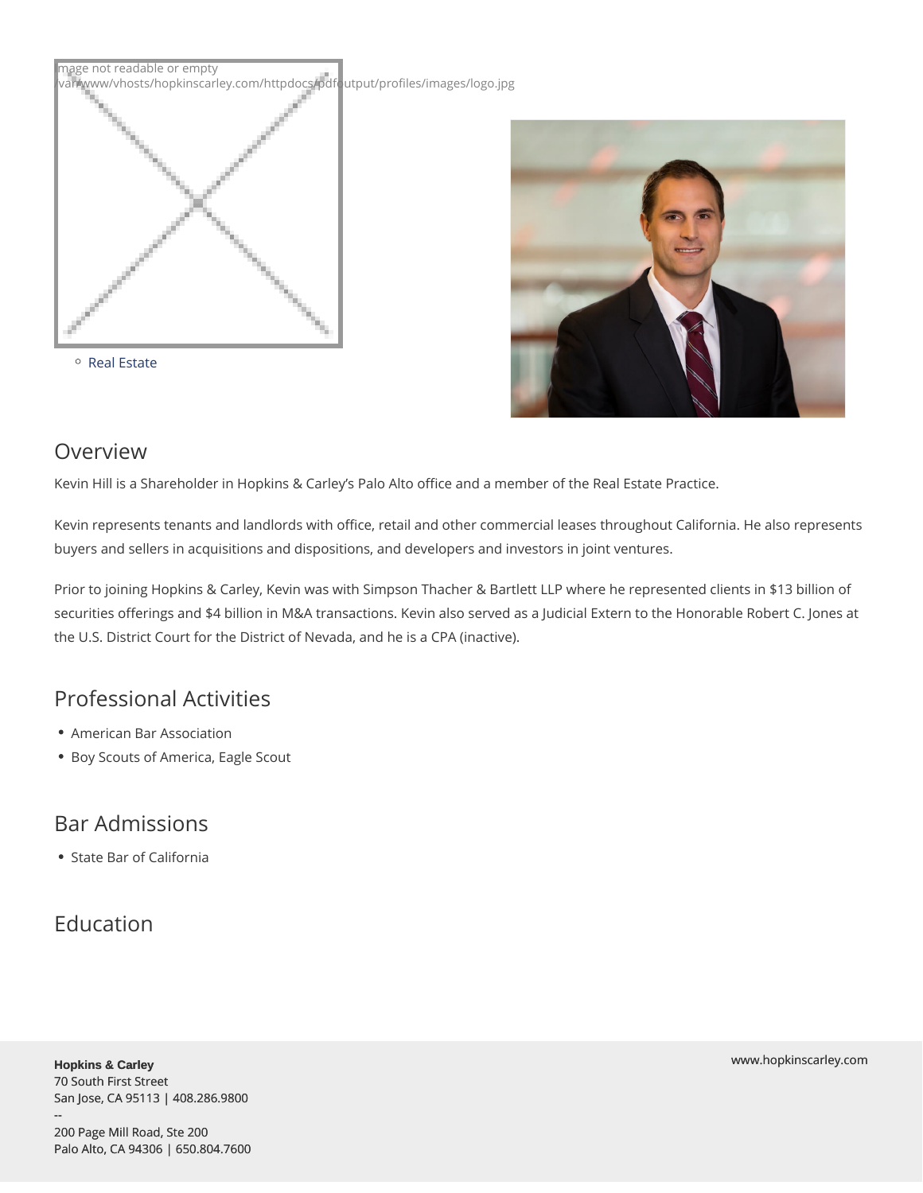Image not readable or empty
/var/www/vhosts/hopkinscarley.com/httpdocs/pdfoutput/profiles/images/logo.jpg

- Real Estate

## Overview

Kevin Hill is a Shareholder in Hopkins & Carley's Palo Alto office and a member of the Real Estate Practice.

Kevin represents tenants and landlords with office, retail and other commercial leases throughout California. He also represents buyers and sellers in acquisitions and dispositions, and developers and investors in joint ventures.

Prior to joining Hopkins & Carley, Kevin was with Simpson Thacher & Bartlett LLP where he represented clients in $13 billion of securities offerings and $4 billion in M&A transactions. Kevin also served as a Judicial Extern to the Honorable Robert C. Jones at the U.S. District Court for the District of Nevada, and he is a CPA (inactive).

## Professional Activities

- American Bar Association
- Boy Scouts of America, Eagle Scout

## Bar Admissions

- State Bar of California

## Education

**Hopkins & Carley**
70 South First Street
San Jose, CA 95113 | 408.286.9800
--
200 Page Mill Road, Ste 200
Palo Alto, CA 94306 | 650.804.7600

www.hopkinscarley.com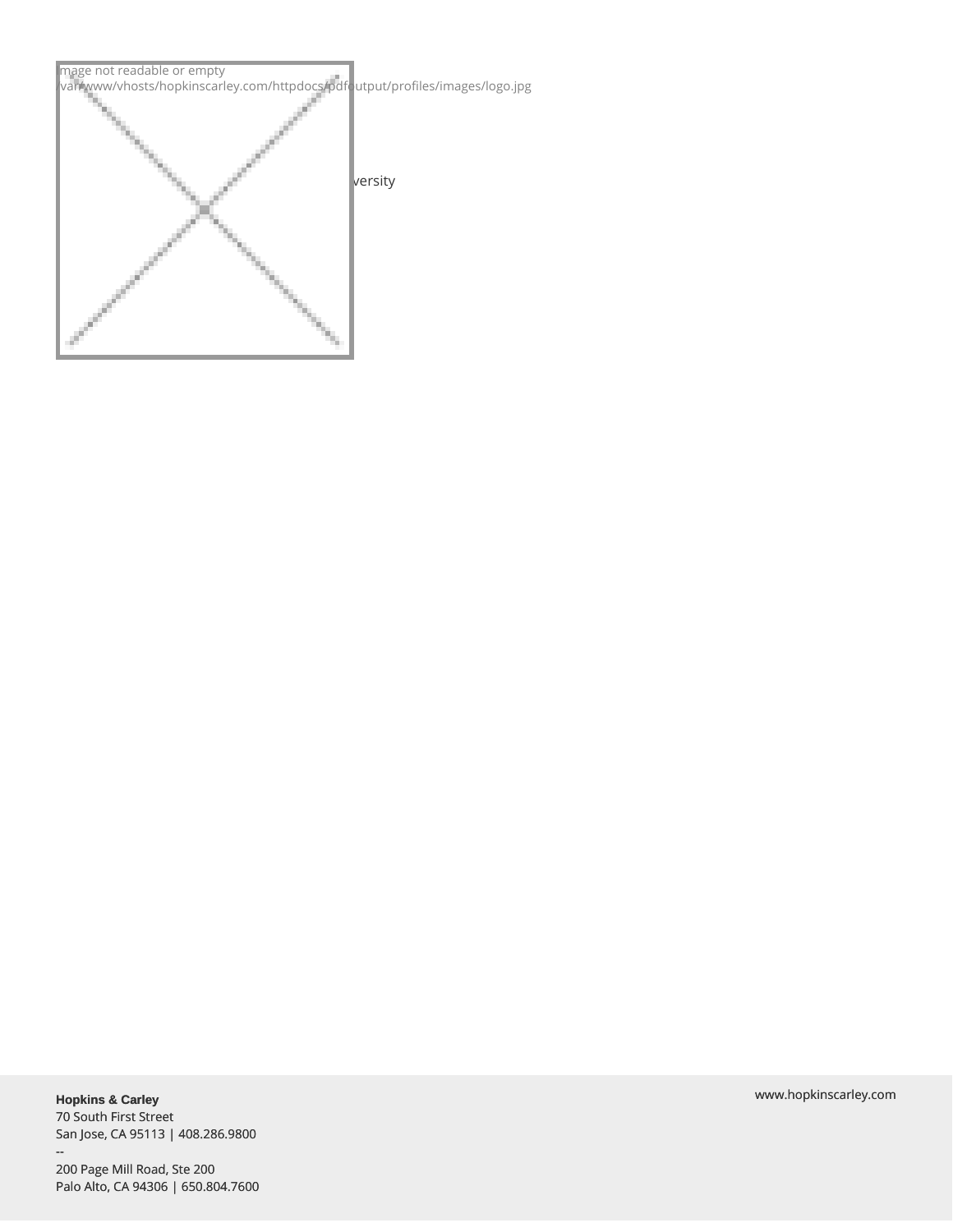Image not readable or empty
/var/www/vhosts/hopkinscarley.com/httpdocs/pdfoutput/profiles/images/logo.jpg

versity

**Hopkins & Carley**
70 South First Street
San Jose, CA 95113 | 408.286.9800
--
200 Page Mill Road, Ste 200
Palo Alto, CA 94306 | 650.804.7600

www.hopkinscarley.com